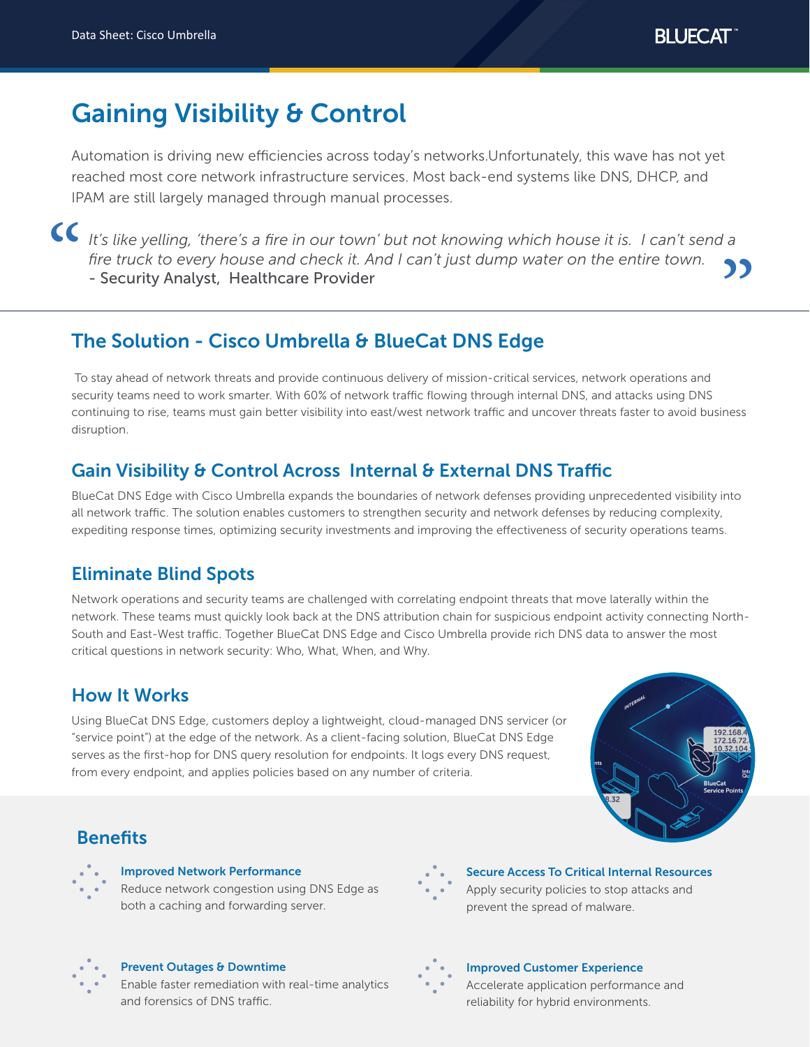# Gaining Visibility & Control

Automation is driving new efficiencies across today's networks.Unfortunately, this wave has not yet reached most core network infrastructure services. Most back-end systems like DNS, DHCP, and IPAM are still largely managed through manual processes.

> *It's like yelling, 'there's a fire in our town' but not knowing which house it is. I can't send a fire truck to every house and check it. And I can't just dump water on the entire town.*
> - Security Analyst, Healthcare Provider

## The Solution - Cisco Umbrella & BlueCat DNS Edge

To stay ahead of network threats and provide continuous delivery of mission-critical services, network operations and security teams need to work smarter. With 60% of network traffic flowing through internal DNS, and attacks using DNS continuing to rise, teams must gain better visibility into east/west network traffic and uncover threats faster to avoid business disruption.

## Gain Visibility & Control Across Internal & External DNS Traffic

BlueCat DNS Edge with Cisco Umbrella expands the boundaries of network defenses providing unprecedented visibility into all network traffic. The solution enables customers to strengthen security and network defenses by reducing complexity, expediting response times, optimizing security investments and improving the effectiveness of security operations teams.

## Eliminate Blind Spots

Network operations and security teams are challenged with correlating endpoint threats that move laterally within the network. These teams must quickly look back at the DNS attribution chain for suspicious endpoint activity connecting North-South and East-West traffic. Together BlueCat DNS Edge and Cisco Umbrella provide rich DNS data to answer the most critical questions in network security: Who, What, When, and Why.

## How It Works

Using BlueCat DNS Edge, customers deploy a lightweight, cloud-managed DNS servicer (or "service point") at the edge of the network. As a client-facing solution, BlueCat DNS Edge serves as the first-hop for DNS query resolution for endpoints. It logs every DNS request, from every endpoint, and applies policies based on any number of criteria.

## Benefits

**Improved Network Performance**
Reduce network congestion using DNS Edge as both a caching and forwarding server.

**Secure Access To Critical Internal Resources**
Apply security policies to stop attacks and prevent the spread of malware.

**Prevent Outages & Downtime**
Enable faster remediation with real-time analytics and forensics of DNS traffic.

**Improved Customer Experience**
Accelerate application performance and reliability for hybrid environments.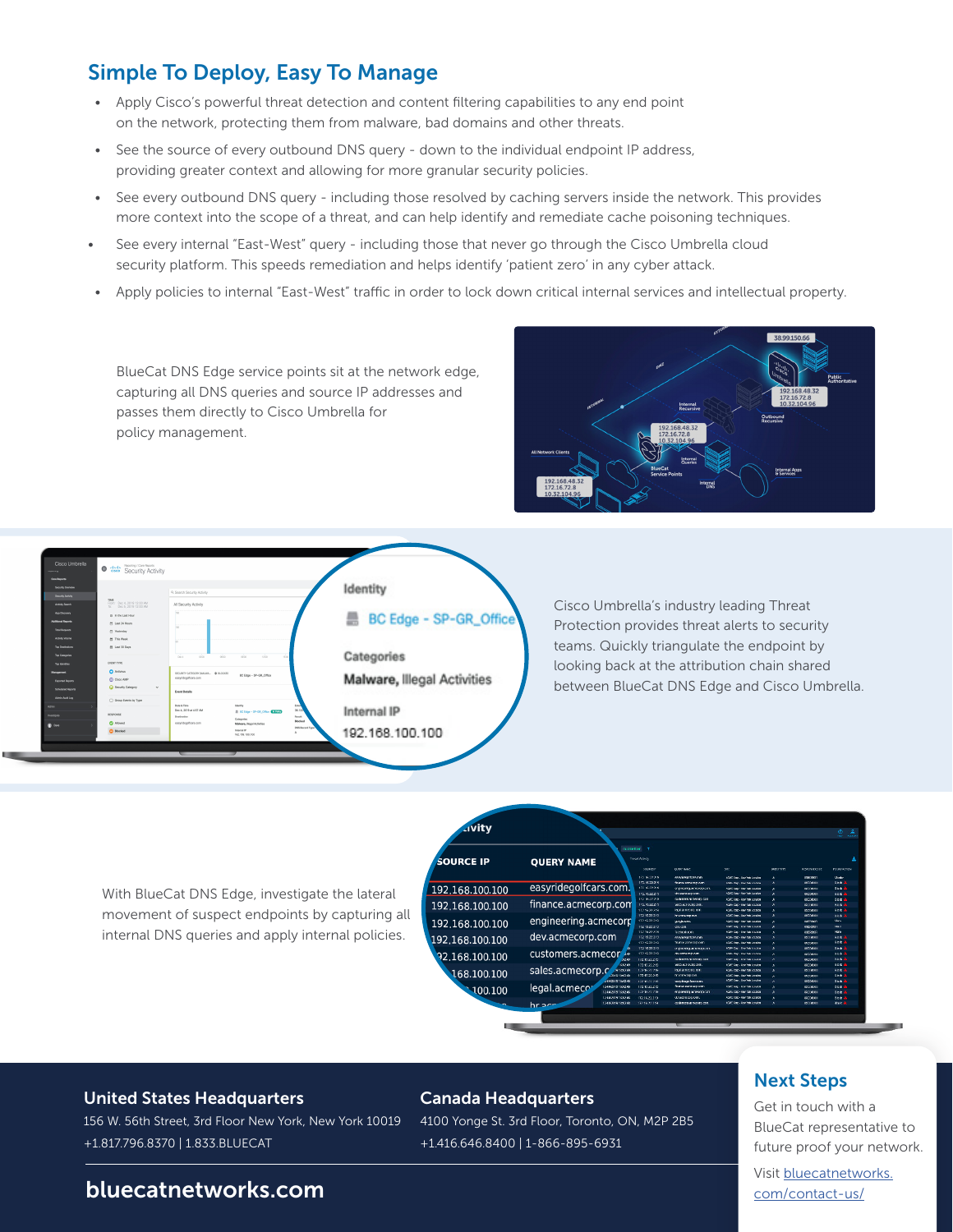## Simple To Deploy, Easy To Manage

- Apply Cisco's powerful threat detection and content filtering capabilities to any end point on the network, protecting them from malware, bad domains and other threats.
- See the source of every outbound DNS query - down to the individual endpoint IP address, providing greater context and allowing for more granular security policies.
- See every outbound DNS query - including those resolved by caching servers inside the network. This provides more context into the scope of a threat, and can help identify and remediate cache poisoning techniques.
- See every internal "East-West" query - including those that never go through the Cisco Umbrella cloud security platform. This speeds remediation and helps identify 'patient zero' in any cyber attack.
- Apply policies to internal "East-West" traffic in order to lock down critical internal services and intellectual property.

BlueCat DNS Edge service points sit at the network edge, capturing all DNS queries and source IP addresses and passes them directly to Cisco Umbrella for policy management.

Cisco Umbrella's industry leading Threat Protection provides threat alerts to security teams. Quickly triangulate the endpoint by looking back at the attribution chain shared between BlueCat DNS Edge and Cisco Umbrella.

With BlueCat DNS Edge, investigate the lateral movement of suspect endpoints by capturing all internal DNS queries and apply internal policies.

### United States Headquarters

156 W. 56th Street, 3rd Floor New York, New York 10019

+1.817.796.8370 | 1.833.BLUECAT

### Canada Headquarters

4100 Yonge St. 3rd Floor, Toronto, ON, M2P 2B5

+1.416.646.8400 | 1-866-895-6931

## bluecatnetworks.com

### Next Steps

Get in touch with a BlueCat representative to future proof your network.

Visit bluecatnetworks.com/contact-us/